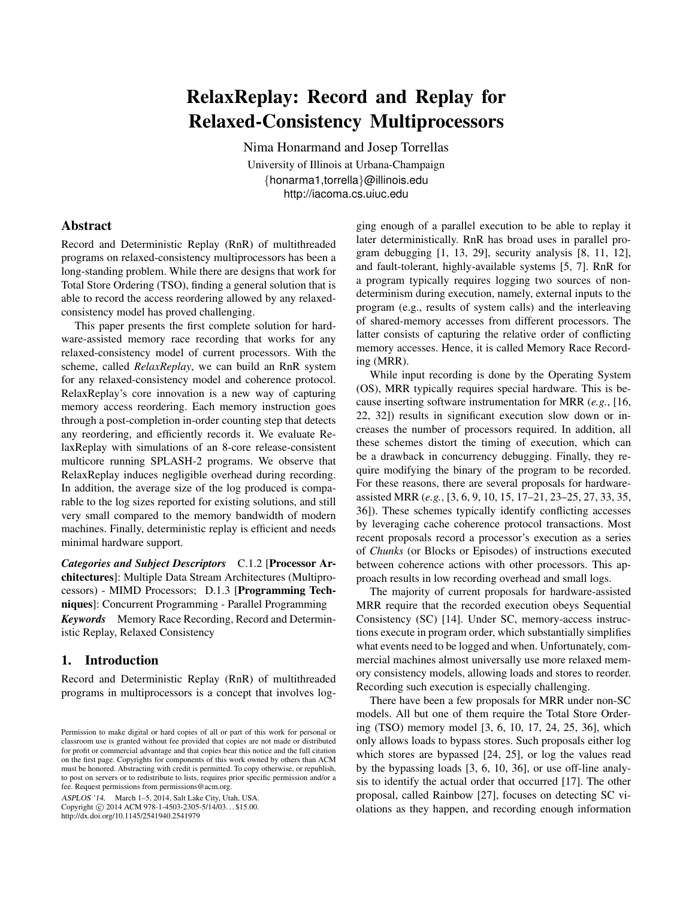# RelaxReplay: Record and Replay for Relaxed-Consistency Multiprocessors

Nima Honarmand and Josep Torrellas

University of Illinois at Urbana-Champaign

{honarma1,torrella}@illinois.edu

http://iacoma.cs.uiuc.edu

## Abstract

Record and Deterministic Replay (RnR) of multithreaded programs on relaxed-consistency multiprocessors has been a long-standing problem. While there are designs that work for Total Store Ordering (TSO), finding a general solution that is able to record the access reordering allowed by any relaxed-consistency model has proved challenging.

This paper presents the first complete solution for hardware-assisted memory race recording that works for any relaxed-consistency model of current processors. With the scheme, called *RelaxReplay*, we can build an RnR system for any relaxed-consistency model and coherence protocol. RelaxReplay's core innovation is a new way of capturing memory access reordering. Each memory instruction goes through a post-completion in-order counting step that detects any reordering, and efficiently records it. We evaluate RelaxReplay with simulations of an 8-core release-consistent multicore running SPLASH-2 programs. We observe that RelaxReplay induces negligible overhead during recording. In addition, the average size of the log produced is comparable to the log sizes reported for existing solutions, and still very small compared to the memory bandwidth of modern machines. Finally, deterministic replay is efficient and needs minimal hardware support.

***Categories and Subject Descriptors*** C.1.2 [**Processor Architectures**]: Multiple Data Stream Architectures (Multiprocessors) - MIMD Processors; D.1.3 [**Programming Techniques**]: Concurrent Programming - Parallel Programming

***Keywords*** Memory Race Recording, Record and Deterministic Replay, Relaxed Consistency

## 1. Introduction

Record and Deterministic Replay (RnR) of multithreaded programs in multiprocessors is a concept that involves logging enough of a parallel execution to be able to replay it later deterministically. RnR has broad uses in parallel program debugging [1, 13, 29], security analysis [8, 11, 12], and fault-tolerant, highly-available systems [5, 7]. RnR for a program typically requires logging two sources of nondeterminism during execution, namely, external inputs to the program (e.g., results of system calls) and the interleaving of shared-memory accesses from different processors. The latter consists of capturing the relative order of conflicting memory accesses. Hence, it is called Memory Race Recording (MRR).

While input recording is done by the Operating System (OS), MRR typically requires special hardware. This is because inserting software instrumentation for MRR (*e.g.*, [16, 22, 32]) results in significant execution slow down or increases the number of processors required. In addition, all these schemes distort the timing of execution, which can be a drawback in concurrency debugging. Finally, they require modifying the binary of the program to be recorded. For these reasons, there are several proposals for hardware-assisted MRR (*e.g.*, [3, 6, 9, 10, 15, 17–21, 23–25, 27, 33, 35, 36]). These schemes typically identify conflicting accesses by leveraging cache coherence protocol transactions. Most recent proposals record a processor's execution as a series of *Chunks* (or Blocks or Episodes) of instructions executed between coherence actions with other processors. This approach results in low recording overhead and small logs.

The majority of current proposals for hardware-assisted MRR require that the recorded execution obeys Sequential Consistency (SC) [14]. Under SC, memory-access instructions execute in program order, which substantially simplifies what events need to be logged and when. Unfortunately, commercial machines almost universally use more relaxed memory consistency models, allowing loads and stores to reorder. Recording such execution is especially challenging.

There have been a few proposals for MRR under non-SC models. All but one of them require the Total Store Ordering (TSO) memory model [3, 6, 10, 17, 24, 25, 36], which only allows loads to bypass stores. Such proposals either log which stores are bypassed [24, 25], or log the values read by the bypassing loads [3, 6, 10, 36], or use off-line analysis to identify the actual order that occurred [17]. The other proposal, called Rainbow [27], focuses on detecting SC violations as they happen, and recording enough information

Permission to make digital or hard copies of all or part of this work for personal or classroom use is granted without fee provided that copies are not made or distributed for profit or commercial advantage and that copies bear this notice and the full citation on the first page. Copyrights for components of this work owned by others than ACM must be honored. Abstracting with credit is permitted. To copy otherwise, or republish, to post on servers or to redistribute to lists, requires prior specific permission and/or a fee. Request permissions from permissions@acm.org.

*ASPLOS '14*, March 1–5, 2014, Salt Lake City, Utah, USA.
Copyright © 2014 ACM 978-1-4503-2305-5/14/03... $15.00.
http://dx.doi.org/10.1145/2541940.2541979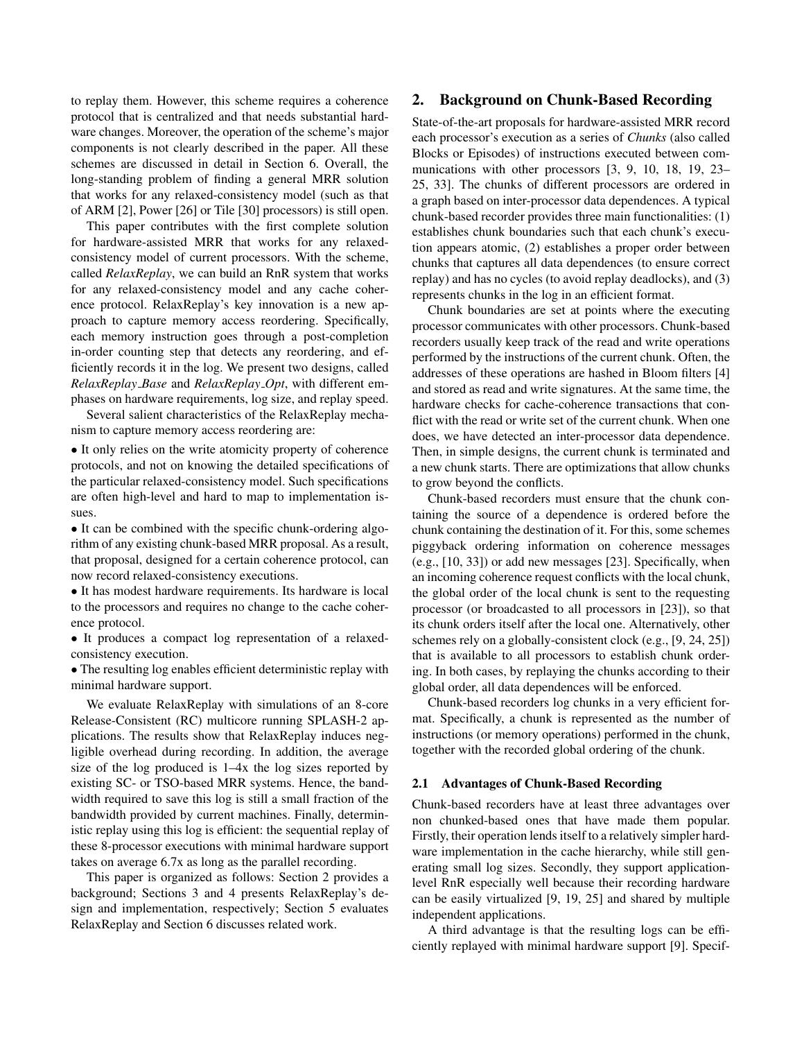to replay them. However, this scheme requires a coherence protocol that is centralized and that needs substantial hardware changes. Moreover, the operation of the scheme's major components is not clearly described in the paper. All these schemes are discussed in detail in Section 6. Overall, the long-standing problem of finding a general MRR solution that works for any relaxed-consistency model (such as that of ARM [2], Power [26] or Tile [30] processors) is still open.

This paper contributes with the first complete solution for hardware-assisted MRR that works for any relaxed-consistency model of current processors. With the scheme, called *RelaxReplay*, we can build an RnR system that works for any relaxed-consistency model and any cache coherence protocol. RelaxReplay's key innovation is a new approach to capture memory access reordering. Specifically, each memory instruction goes through a post-completion in-order counting step that detects any reordering, and efficiently records it in the log. We present two designs, called *RelaxReplay_Base* and *RelaxReplay_Opt*, with different emphases on hardware requirements, log size, and replay speed.

Several salient characteristics of the RelaxReplay mechanism to capture memory access reordering are:

- It only relies on the write atomicity property of coherence protocols, and not on knowing the detailed specifications of the particular relaxed-consistency model. Such specifications are often high-level and hard to map to implementation issues.
- It can be combined with the specific chunk-ordering algorithm of any existing chunk-based MRR proposal. As a result, that proposal, designed for a certain coherence protocol, can now record relaxed-consistency executions.
- It has modest hardware requirements. Its hardware is local to the processors and requires no change to the cache coherence protocol.
- It produces a compact log representation of a relaxed-consistency execution.
- The resulting log enables efficient deterministic replay with minimal hardware support.

We evaluate RelaxReplay with simulations of an 8-core Release-Consistent (RC) multicore running SPLASH-2 applications. The results show that RelaxReplay induces negligible overhead during recording. In addition, the average size of the log produced is 1–4x the log sizes reported by existing SC- or TSO-based MRR systems. Hence, the bandwidth required to save this log is still a small fraction of the bandwidth provided by current machines. Finally, deterministic replay using this log is efficient: the sequential replay of these 8-processor executions with minimal hardware support takes on average 6.7x as long as the parallel recording.

This paper is organized as follows: Section 2 provides a background; Sections 3 and 4 presents RelaxReplay's design and implementation, respectively; Section 5 evaluates RelaxReplay and Section 6 discusses related work.

## 2. Background on Chunk-Based Recording

State-of-the-art proposals for hardware-assisted MRR record each processor's execution as a series of *Chunks* (also called Blocks or Episodes) of instructions executed between communications with other processors [3, 9, 10, 18, 19, 23–25, 33]. The chunks of different processors are ordered in a graph based on inter-processor data dependences. A typical chunk-based recorder provides three main functionalities: (1) establishes chunk boundaries such that each chunk's execution appears atomic, (2) establishes a proper order between chunks that captures all data dependences (to ensure correct replay) and has no cycles (to avoid replay deadlocks), and (3) represents chunks in the log in an efficient format.

Chunk boundaries are set at points where the executing processor communicates with other processors. Chunk-based recorders usually keep track of the read and write operations performed by the instructions of the current chunk. Often, the addresses of these operations are hashed in Bloom filters [4] and stored as read and write signatures. At the same time, the hardware checks for cache-coherence transactions that conflict with the read or write set of the current chunk. When one does, we have detected an inter-processor data dependence. Then, in simple designs, the current chunk is terminated and a new chunk starts. There are optimizations that allow chunks to grow beyond the conflicts.

Chunk-based recorders must ensure that the chunk containing the source of a dependence is ordered before the chunk containing the destination of it. For this, some schemes piggyback ordering information on coherence messages (e.g., [10, 33]) or add new messages [23]. Specifically, when an incoming coherence request conflicts with the local chunk, the global order of the local chunk is sent to the requesting processor (or broadcasted to all processors in [23]), so that its chunk orders itself after the local one. Alternatively, other schemes rely on a globally-consistent clock (e.g., [9, 24, 25]) that is available to all processors to establish chunk ordering. In both cases, by replaying the chunks according to their global order, all data dependences will be enforced.

Chunk-based recorders log chunks in a very efficient format. Specifically, a chunk is represented as the number of instructions (or memory operations) performed in the chunk, together with the recorded global ordering of the chunk.

### 2.1 Advantages of Chunk-Based Recording

Chunk-based recorders have at least three advantages over non chunked-based ones that have made them popular. Firstly, their operation lends itself to a relatively simpler hardware implementation in the cache hierarchy, while still generating small log sizes. Secondly, they support application-level RnR especially well because their recording hardware can be easily virtualized [9, 19, 25] and shared by multiple independent applications.

A third advantage is that the resulting logs can be efficiently replayed with minimal hardware support [9]. Specif-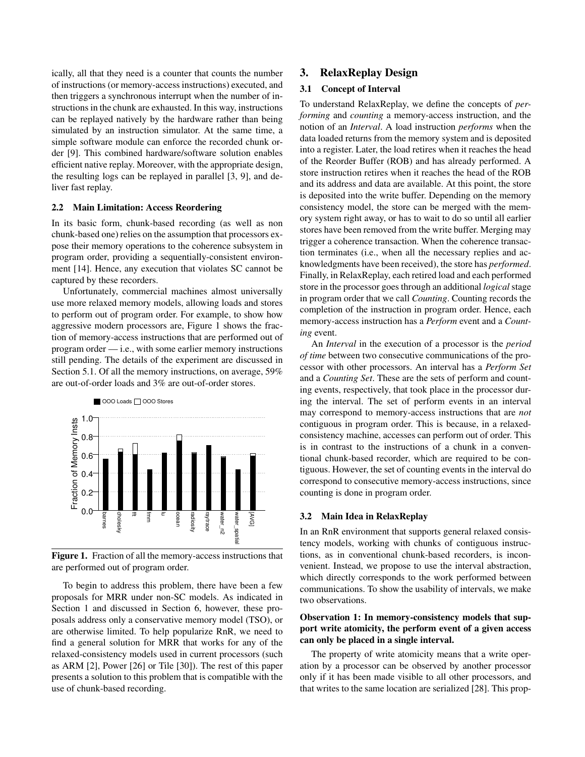ically, all that they need is a counter that counts the number of instructions (or memory-access instructions) executed, and then triggers a synchronous interrupt when the number of instructions in the chunk are exhausted. In this way, instructions can be replayed natively by the hardware rather than being simulated by an instruction simulator. At the same time, a simple software module can enforce the recorded chunk order [9]. This combined hardware/software solution enables efficient native replay. Moreover, with the appropriate design, the resulting logs can be replayed in parallel [3, 9], and deliver fast replay.

### 2.2 Main Limitation: Access Reordering

In its basic form, chunk-based recording (as well as non chunk-based one) relies on the assumption that processors expose their memory operations to the coherence subsystem in program order, providing a sequentially-consistent environment [14]. Hence, any execution that violates SC cannot be captured by these recorders.

Unfortunately, commercial machines almost universally use more relaxed memory models, allowing loads and stores to perform out of program order. For example, to show how aggressive modern processors are, Figure 1 shows the fraction of memory-access instructions that are performed out of program order — i.e., with some earlier memory instructions still pending. The details of the experiment are discussed in Section 5.1. Of all the memory instructions, on average, 59% are out-of-order loads and 3% are out-of-order stores.

OOO Loads OOO Stores

Fraction of Memory Insts

1.0
0.8
0.6
0.4
0.2
0.0

barnes cholesky fft fmm lu ocean radiosity raytrace water_n2 water_spatial [AVG]

**Figure 1.** Fraction of all the memory-access instructions that are performed out of program order.

To begin to address this problem, there have been a few proposals for MRR under non-SC models. As indicated in Section 1 and discussed in Section 6, however, these proposals address only a conservative memory model (TSO), or are otherwise limited. To help popularize RnR, we need to find a general solution for MRR that works for any of the relaxed-consistency models used in current processors (such as ARM [2], Power [26] or Tile [30]). The rest of this paper presents a solution to this problem that is compatible with the use of chunk-based recording.

## 3. RelaxReplay Design

### 3.1 Concept of Interval

To understand RelaxReplay, we define the concepts of *performing* and *counting* a memory-access instruction, and the notion of an *Interval*. A load instruction *performs* when the data loaded returns from the memory system and is deposited into a register. Later, the load retires when it reaches the head of the Reorder Buffer (ROB) and has already performed. A store instruction retires when it reaches the head of the ROB and its address and data are available. At this point, the store is deposited into the write buffer. Depending on the memory consistency model, the store can be merged with the memory system right away, or has to wait to do so until all earlier stores have been removed from the write buffer. Merging may trigger a coherence transaction. When the coherence transaction terminates (i.e., when all the necessary replies and acknowledgments have been received), the store has *performed*. Finally, in RelaxReplay, each retired load and each performed store in the processor goes through an additional *logical* stage in program order that we call *Counting*. Counting records the completion of the instruction in program order. Hence, each memory-access instruction has a *Perform* event and a *Counting* event.

An *Interval* in the execution of a processor is the *period of time* between two consecutive communications of the processor with other processors. An interval has a *Perform Set* and a *Counting Set*. These are the sets of perform and counting events, respectively, that took place in the processor during the interval. The set of perform events in an interval may correspond to memory-access instructions that are *not* contiguous in program order. This is because, in a relaxed-consistency machine, accesses can perform out of order. This is in contrast to the instructions of a chunk in a conventional chunk-based recorder, which are required to be contiguous. However, the set of counting events in the interval do correspond to consecutive memory-access instructions, since counting is done in program order.

### 3.2 Main Idea in RelaxReplay

In an RnR environment that supports general relaxed consistency models, working with chunks of contiguous instructions, as in conventional chunk-based recorders, is inconvenient. Instead, we propose to use the interval abstraction, which directly corresponds to the work performed between communications. To show the usability of intervals, we make two observations.

**Observation 1: In memory-consistency models that support write atomicity, the perform event of a given access can only be placed in a single interval.**

The property of write atomicity means that a write operation by a processor can be observed by another processor only if it has been made visible to all other processors, and that writes to the same location are serialized [28]. This prop-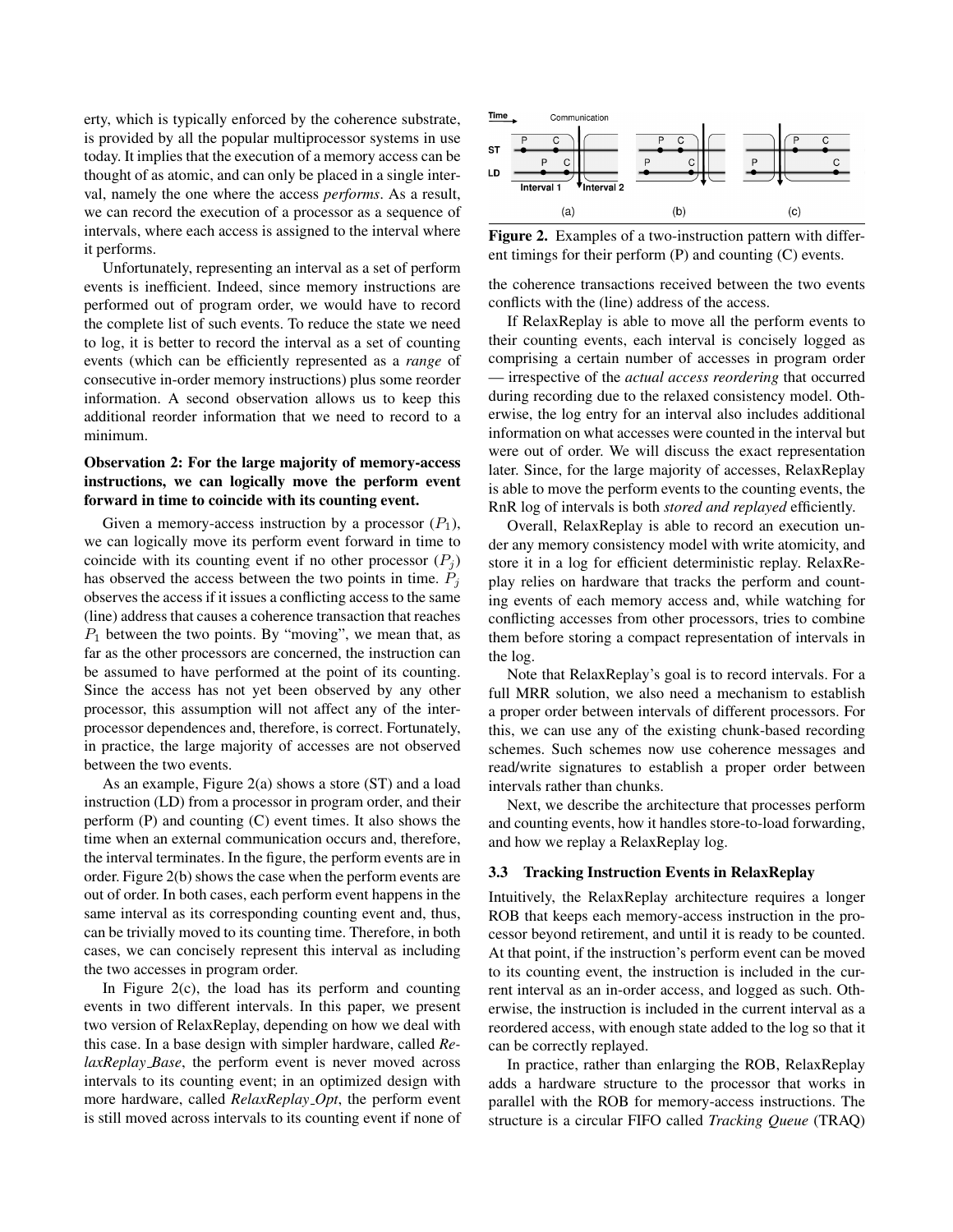erty, which is typically enforced by the coherence substrate, is provided by all the popular multiprocessor systems in use today. It implies that the execution of a memory access can be thought of as atomic, and can only be placed in a single interval, namely the one where the access *performs*. As a result, we can record the execution of a processor as a sequence of intervals, where each access is assigned to the interval where it performs.

Unfortunately, representing an interval as a set of perform events is inefficient. Indeed, since memory instructions are performed out of program order, we would have to record the complete list of such events. To reduce the state we need to log, it is better to record the interval as a set of counting events (which can be efficiently represented as a *range* of consecutive in-order memory instructions) plus some reorder information. A second observation allows us to keep this additional reorder information that we need to record to a minimum.

**Observation 2: For the large majority of memory-access instructions, we can logically move the perform event forward in time to coincide with its counting event.**

Given a memory-access instruction by a processor ($P_1$), we can logically move its perform event forward in time to coincide with its counting event if no other processor ($P_j$) has observed the access between the two points in time. $P_j$ observes the access if it issues a conflicting access to the same (line) address that causes a coherence transaction that reaches $P_1$ between the two points. By "moving", we mean that, as far as the other processors are concerned, the instruction can be assumed to have performed at the point of its counting. Since the access has not yet been observed by any other processor, this assumption will not affect any of the inter-processor dependences and, therefore, is correct. Fortunately, in practice, the large majority of accesses are not observed between the two events.

As an example, Figure 2(a) shows a store (ST) and a load instruction (LD) from a processor in program order, and their perform (P) and counting (C) event times. It also shows the time when an external communication occurs and, therefore, the interval terminates. In the figure, the perform events are in order. Figure 2(b) shows the case when the perform events are out of order. In both cases, each perform event happens in the same interval as its corresponding counting event and, thus, can be trivially moved to its counting time. Therefore, in both cases, we can concisely represent this interval as including the two accesses in program order.

In Figure 2(c), the load has its perform and counting events in two different intervals. In this paper, we present two version of RelaxReplay, depending on how we deal with this case. In a base design with simpler hardware, called *RelaxReplay_Base*, the perform event is never moved across intervals to its counting event; in an optimized design with more hardware, called *RelaxReplay_Opt*, the perform event is still moved across intervals to its counting event if none of the coherence transactions received between the two events conflicts with the (line) address of the access.

Time
Communication
ST
LD
P C
P C
Interval 1
Interval 2
(a)
P C
P C
(b)
P C
P C
(c)

**Figure 2.** Examples of a two-instruction pattern with different timings for their perform (P) and counting (C) events.

If RelaxReplay is able to move all the perform events to their counting events, each interval is concisely logged as comprising a certain number of accesses in program order — irrespective of the *actual access reordering* that occurred during recording due to the relaxed consistency model. Otherwise, the log entry for an interval also includes additional information on what accesses were counted in the interval but were out of order. We will discuss the exact representation later. Since, for the large majority of accesses, RelaxReplay is able to move the perform events to the counting events, the RnR log of intervals is both *stored and replayed* efficiently.

Overall, RelaxReplay is able to record an execution under any memory consistency model with write atomicity, and store it in a log for efficient deterministic replay. RelaxReplay relies on hardware that tracks the perform and counting events of each memory access and, while watching for conflicting accesses from other processors, tries to combine them before storing a compact representation of intervals in the log.

Note that RelaxReplay's goal is to record intervals. For a full MRR solution, we also need a mechanism to establish a proper order between intervals of different processors. For this, we can use any of the existing chunk-based recording schemes. Such schemes now use coherence messages and read/write signatures to establish a proper order between intervals rather than chunks.

Next, we describe the architecture that processes perform and counting events, how it handles store-to-load forwarding, and how we replay a RelaxReplay log.

### 3.3 Tracking Instruction Events in RelaxReplay

Intuitively, the RelaxReplay architecture requires a longer ROB that keeps each memory-access instruction in the processor beyond retirement, and until it is ready to be counted. At that point, if the instruction's perform event can be moved to its counting event, the instruction is included in the current interval as an in-order access, and logged as such. Otherwise, the instruction is included in the current interval as a reordered access, with enough state added to the log so that it can be correctly replayed.

In practice, rather than enlarging the ROB, RelaxReplay adds a hardware structure to the processor that works in parallel with the ROB for memory-access instructions. The structure is a circular FIFO called *Tracking Queue* (TRAQ)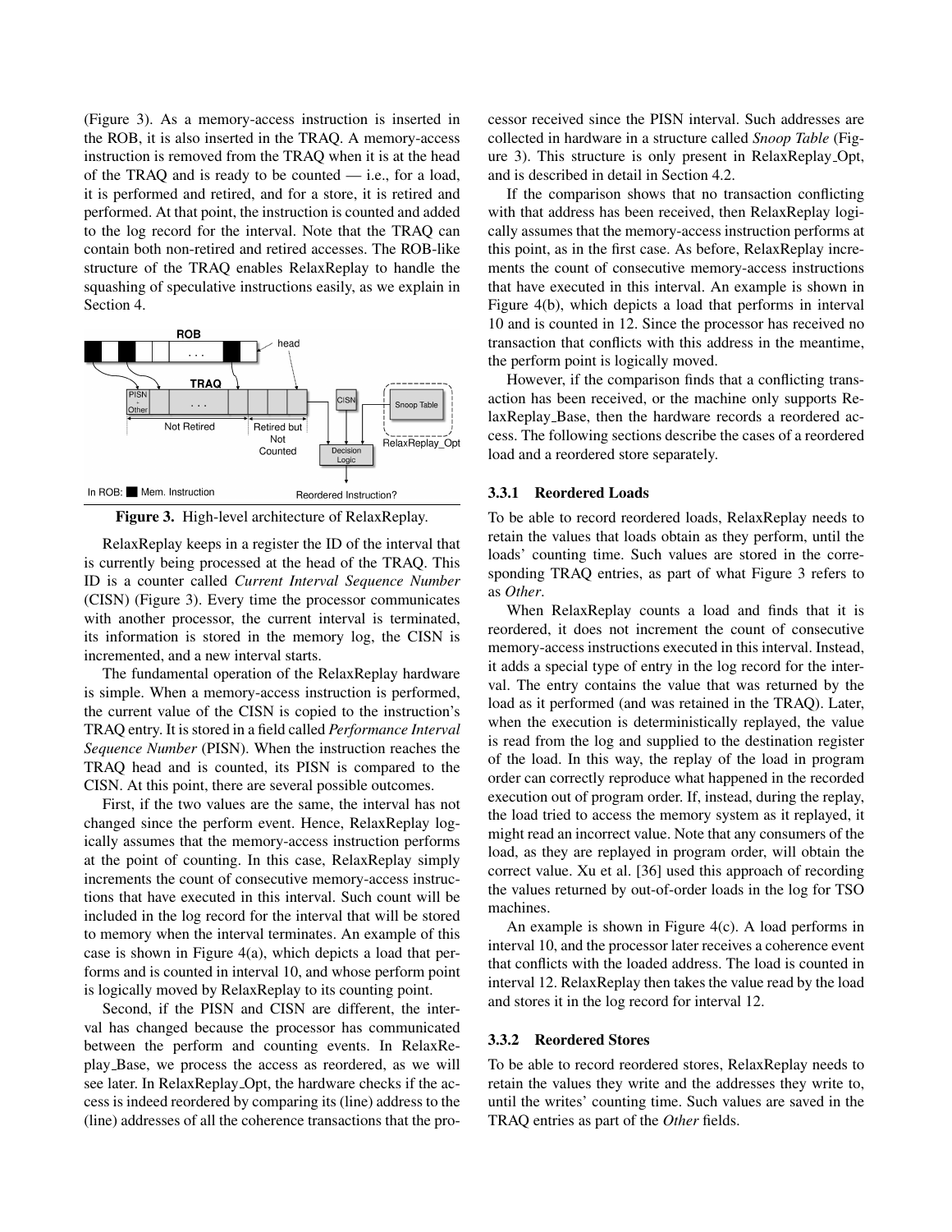(Figure 3). As a memory-access instruction is inserted in the ROB, it is also inserted in the TRAQ. A memory-access instruction is removed from the TRAQ when it is at the head of the TRAQ and is ready to be counted — i.e., for a load, it is performed and retired, and for a store, it is retired and performed. At that point, the instruction is counted and added to the log record for the interval. Note that the TRAQ can contain both non-retired and retired accesses. The ROB-like structure of the TRAQ enables RelaxReplay to handle the squashing of speculative instructions easily, as we explain in Section 4.

**Figure 3.** High-level architecture of RelaxReplay.

RelaxReplay keeps in a register the ID of the interval that is currently being processed at the head of the TRAQ. This ID is a counter called *Current Interval Sequence Number* (CISN) (Figure 3). Every time the processor communicates with another processor, the current interval is terminated, its information is stored in the memory log, the CISN is incremented, and a new interval starts.

The fundamental operation of the RelaxReplay hardware is simple. When a memory-access instruction is performed, the current value of the CISN is copied to the instruction's TRAQ entry. It is stored in a field called *Performance Interval Sequence Number* (PISN). When the instruction reaches the TRAQ head and is counted, its PISN is compared to the CISN. At this point, there are several possible outcomes.

First, if the two values are the same, the interval has not changed since the perform event. Hence, RelaxReplay logically assumes that the memory-access instruction performs at the point of counting. In this case, RelaxReplay simply increments the count of consecutive memory-access instructions that have executed in this interval. Such count will be included in the log record for the interval that will be stored to memory when the interval terminates. An example of this case is shown in Figure 4(a), which depicts a load that performs and is counted in interval 10, and whose perform point is logically moved by RelaxReplay to its counting point.

Second, if the PISN and CISN are different, the interval has changed because the processor has communicated between the perform and counting events. In RelaxReplay_Base, we process the access as reordered, as we will see later. In RelaxReplay_Opt, the hardware checks if the access is indeed reordered by comparing its (line) address to the (line) addresses of all the coherence transactions that the processor received since the PISN interval. Such addresses are collected in hardware in a structure called *Snoop Table* (Figure 3). This structure is only present in RelaxReplay_Opt, and is described in detail in Section 4.2.

If the comparison shows that no transaction conflicting with that address has been received, then RelaxReplay logically assumes that the memory-access instruction performs at this point, as in the first case. As before, RelaxReplay increments the count of consecutive memory-access instructions that have executed in this interval. An example is shown in Figure 4(b), which depicts a load that performs in interval 10 and is counted in 12. Since the processor has received no transaction that conflicts with this address in the meantime, the perform point is logically moved.

However, if the comparison finds that a conflicting transaction has been received, or the machine only supports RelaxReplay_Base, then the hardware records a reordered access. The following sections describe the cases of a reordered load and a reordered store separately.

### 3.3.1 Reordered Loads

To be able to record reordered loads, RelaxReplay needs to retain the values that loads obtain as they perform, until the loads' counting time. Such values are stored in the corresponding TRAQ entries, as part of what Figure 3 refers to as *Other*.

When RelaxReplay counts a load and finds that it is reordered, it does not increment the count of consecutive memory-access instructions executed in this interval. Instead, it adds a special type of entry in the log record for the interval. The entry contains the value that was returned by the load as it performed (and was retained in the TRAQ). Later, when the execution is deterministically replayed, the value is read from the log and supplied to the destination register of the load. In this way, the replay of the load in program order can correctly reproduce what happened in the recorded execution out of program order. If, instead, during the replay, the load tried to access the memory system as it replayed, it might read an incorrect value. Note that any consumers of the load, as they are replayed in program order, will obtain the correct value. Xu et al. [36] used this approach of recording the values returned by out-of-order loads in the log for TSO machines.

An example is shown in Figure 4(c). A load performs in interval 10, and the processor later receives a coherence event that conflicts with the loaded address. The load is counted in interval 12. RelaxReplay then takes the value read by the load and stores it in the log record for interval 12.

### 3.3.2 Reordered Stores

To be able to record reordered stores, RelaxReplay needs to retain the values they write and the addresses they write to, until the writes' counting time. Such values are saved in the TRAQ entries as part of the *Other* fields.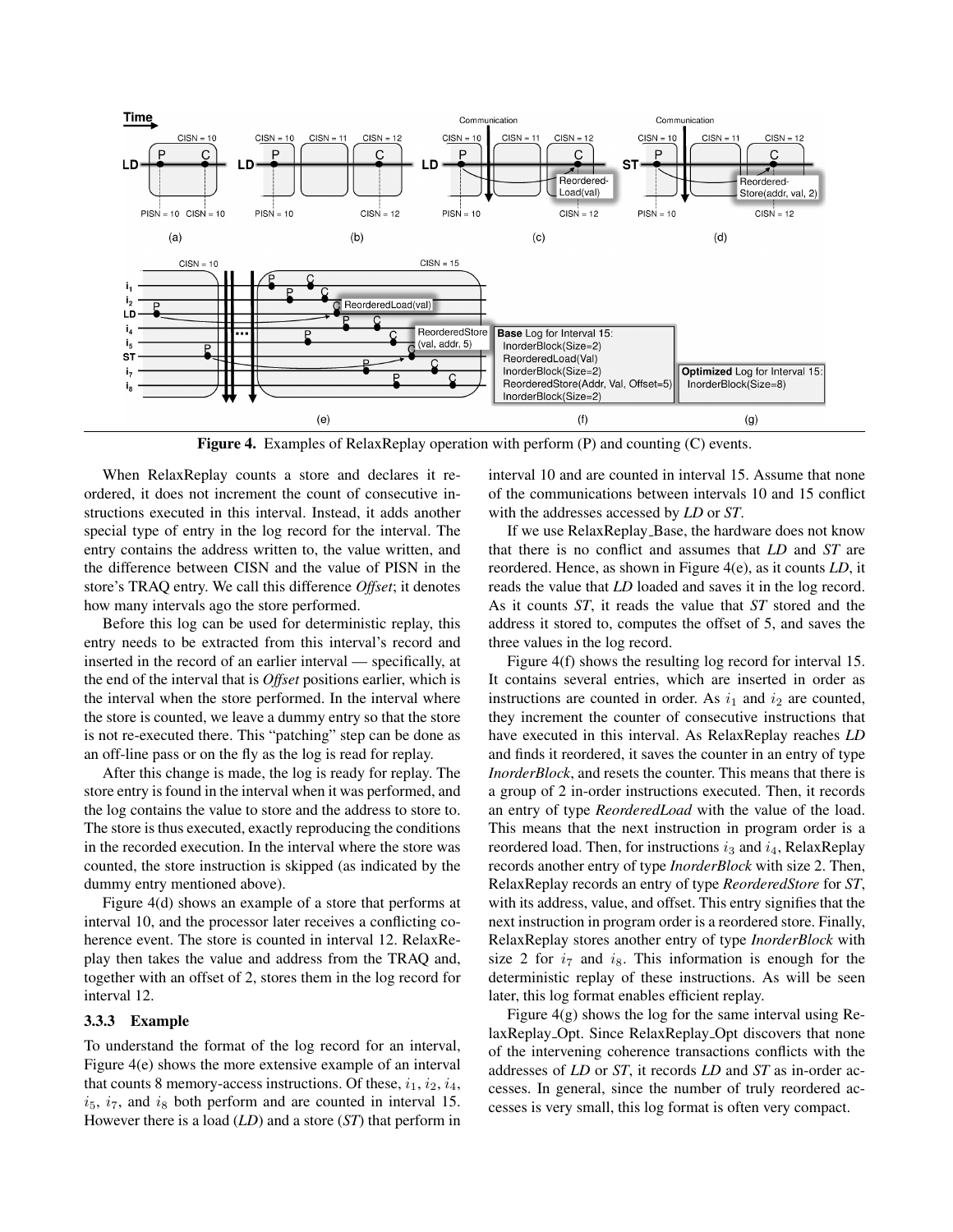**Figure 4.** Examples of RelaxReplay operation with perform (P) and counting (C) events.

When RelaxReplay counts a store and declares it reordered, it does not increment the count of consecutive instructions executed in this interval. Instead, it adds another special type of entry in the log record for the interval. The entry contains the address written to, the value written, and the difference between CISN and the value of PISN in the store's TRAQ entry. We call this difference *Offset*; it denotes how many intervals ago the store performed.

Before this log can be used for deterministic replay, this entry needs to be extracted from this interval's record and inserted in the record of an earlier interval — specifically, at the end of the interval that is *Offset* positions earlier, which is the interval when the store performed. In the interval where the store is counted, we leave a dummy entry so that the store is not re-executed there. This "patching" step can be done as an off-line pass or on the fly as the log is read for replay.

After this change is made, the log is ready for replay. The store entry is found in the interval when it was performed, and the log contains the value to store and the address to store to. The store is thus executed, exactly reproducing the conditions in the recorded execution. In the interval where the store was counted, the store instruction is skipped (as indicated by the dummy entry mentioned above).

Figure 4(d) shows an example of a store that performs at interval 10, and the processor later receives a conflicting coherence event. The store is counted in interval 12. RelaxReplay then takes the value and address from the TRAQ and, together with an offset of 2, stores them in the log record for interval 12.

### 3.3.3 Example

To understand the format of the log record for an interval, Figure 4(e) shows the more extensive example of an interval that counts 8 memory-access instructions. Of these, $i_1$, $i_2$, $i_4$, $i_5$, $i_7$, and $i_8$ both perform and are counted in interval 15. However there is a load (*LD*) and a store (*ST*) that perform in interval 10 and are counted in interval 15. Assume that none of the communications between intervals 10 and 15 conflict with the addresses accessed by *LD* or *ST*.

If we use RelaxReplay_Base, the hardware does not know that there is no conflict and assumes that *LD* and *ST* are reordered. Hence, as shown in Figure 4(e), as it counts *LD*, it reads the value that *LD* loaded and saves it in the log record. As it counts *ST*, it reads the value that *ST* stored and the address it stored to, computes the offset of 5, and saves the three values in the log record.

Figure 4(f) shows the resulting log record for interval 15. It contains several entries, which are inserted in order as instructions are counted in order. As $i_1$ and $i_2$ are counted, they increment the counter of consecutive instructions that have executed in this interval. As RelaxReplay reaches *LD* and finds it reordered, it saves the counter in an entry of type *InorderBlock*, and resets the counter. This means that there is a group of 2 in-order instructions executed. Then, it records an entry of type *ReorderedLoad* with the value of the load. This means that the next instruction in program order is a reordered load. Then, for instructions $i_3$ and $i_4$, RelaxReplay records another entry of type *InorderBlock* with size 2. Then, RelaxReplay records an entry of type *ReorderedStore* for *ST*, with its address, value, and offset. This entry signifies that the next instruction in program order is a reordered store. Finally, RelaxReplay stores another entry of type *InorderBlock* with size 2 for $i_7$ and $i_8$. This information is enough for the deterministic replay of these instructions. As will be seen later, this log format enables efficient replay.

Figure 4(g) shows the log for the same interval using RelaxReplay_Opt. Since RelaxReplay_Opt discovers that none of the intervening coherence transactions conflicts with the addresses of *LD* or *ST*, it records *LD* and *ST* as in-order accesses. In general, since the number of truly reordered accesses is very small, this log format is often very compact.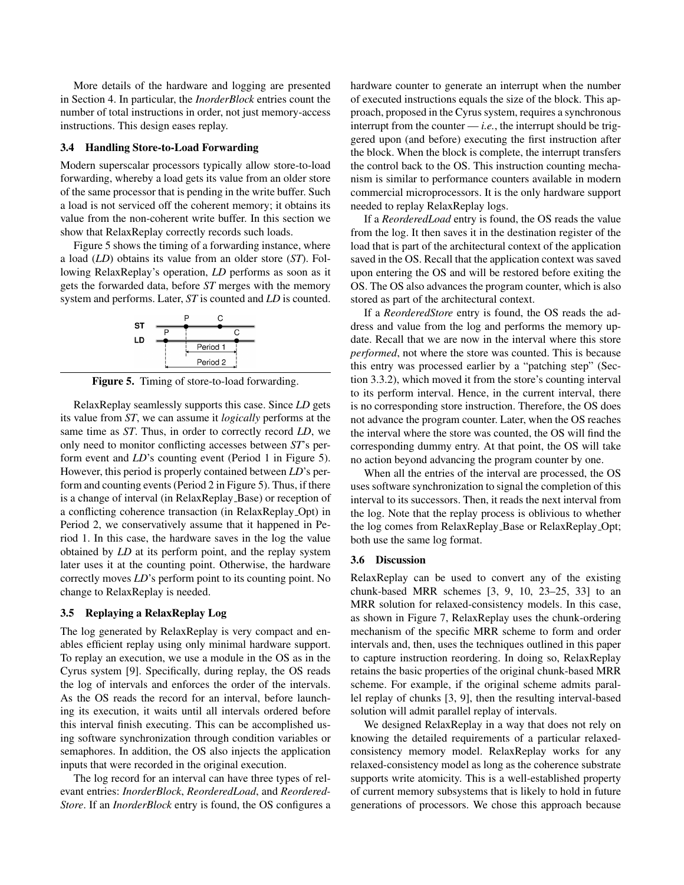More details of the hardware and logging are presented in Section 4. In particular, the *InorderBlock* entries count the number of total instructions in order, not just memory-access instructions. This design eases replay.

### 3.4 Handling Store-to-Load Forwarding

Modern superscalar processors typically allow store-to-load forwarding, whereby a load gets its value from an older store of the same processor that is pending in the write buffer. Such a load is not serviced off the coherent memory; it obtains its value from the non-coherent write buffer. In this section we show that RelaxReplay correctly records such loads.

Figure 5 shows the timing of a forwarding instance, where a load (*LD*) obtains its value from an older store (*ST*). Following RelaxReplay's operation, *LD* performs as soon as it gets the forwarded data, before *ST* merges with the memory system and performs. Later, *ST* is counted and *LD* is counted.

ST
LD
P
C
P
C
Period 1
Period 2

**Figure 5.** Timing of store-to-load forwarding.

RelaxReplay seamlessly supports this case. Since *LD* gets its value from *ST*, we can assume it *logically* performs at the same time as *ST*. Thus, in order to correctly record *LD*, we only need to monitor conflicting accesses between *ST*'s perform event and *LD*'s counting event (Period 1 in Figure 5). However, this period is properly contained between *LD*'s perform and counting events (Period 2 in Figure 5). Thus, if there is a change of interval (in RelaxReplay_Base) or reception of a conflicting coherence transaction (in RelaxReplay_Opt) in Period 2, we conservatively assume that it happened in Period 1. In this case, the hardware saves in the log the value obtained by *LD* at its perform point, and the replay system later uses it at the counting point. Otherwise, the hardware correctly moves *LD*'s perform point to its counting point. No change to RelaxReplay is needed.

### 3.5 Replaying a RelaxReplay Log

The log generated by RelaxReplay is very compact and enables efficient replay using only minimal hardware support. To replay an execution, we use a module in the OS as in the Cyrus system [9]. Specifically, during replay, the OS reads the log of intervals and enforces the order of the intervals. As the OS reads the record for an interval, before launching its execution, it waits until all intervals ordered before this interval finish executing. This can be accomplished using software synchronization through condition variables or semaphores. In addition, the OS also injects the application inputs that were recorded in the original execution.

The log record for an interval can have three types of relevant entries: *InorderBlock*, *ReorderedLoad*, and *ReorderedStore*. If an *InorderBlock* entry is found, the OS configures a hardware counter to generate an interrupt when the number of executed instructions equals the size of the block. This approach, proposed in the Cyrus system, requires a synchronous interrupt from the counter — *i.e.*, the interrupt should be triggered upon (and before) executing the first instruction after the block. When the block is complete, the interrupt transfers the control back to the OS. This instruction counting mechanism is similar to performance counters available in modern commercial microprocessors. It is the only hardware support needed to replay RelaxReplay logs.

If a *ReorderedLoad* entry is found, the OS reads the value from the log. It then saves it in the destination register of the load that is part of the architectural context of the application saved in the OS. Recall that the application context was saved upon entering the OS and will be restored before exiting the OS. The OS also advances the program counter, which is also stored as part of the architectural context.

If a *ReorderedStore* entry is found, the OS reads the address and value from the log and performs the memory update. Recall that we are now in the interval where this store *performed*, not where the store was counted. This is because this entry was processed earlier by a "patching step" (Section 3.3.2), which moved it from the store's counting interval to its perform interval. Hence, in the current interval, there is no corresponding store instruction. Therefore, the OS does not advance the program counter. Later, when the OS reaches the interval where the store was counted, the OS will find the corresponding dummy entry. At that point, the OS will take no action beyond advancing the program counter by one.

When all the entries of the interval are processed, the OS uses software synchronization to signal the completion of this interval to its successors. Then, it reads the next interval from the log. Note that the replay process is oblivious to whether the log comes from RelaxReplay_Base or RelaxReplay_Opt; both use the same log format.

### 3.6 Discussion

RelaxReplay can be used to convert any of the existing chunk-based MRR schemes [3, 9, 10, 23–25, 33] to an MRR solution for relaxed-consistency models. In this case, as shown in Figure 7, RelaxReplay uses the chunk-ordering mechanism of the specific MRR scheme to form and order intervals and, then, uses the techniques outlined in this paper to capture instruction reordering. In doing so, RelaxReplay retains the basic properties of the original chunk-based MRR scheme. For example, if the original scheme admits parallel replay of chunks [3, 9], then the resulting interval-based solution will admit parallel replay of intervals.

We designed RelaxReplay in a way that does not rely on knowing the detailed requirements of a particular relaxed-consistency memory model. RelaxReplay works for any relaxed-consistency model as long as the coherence substrate supports write atomicity. This is a well-established property of current memory subsystems that is likely to hold in future generations of processors. We chose this approach because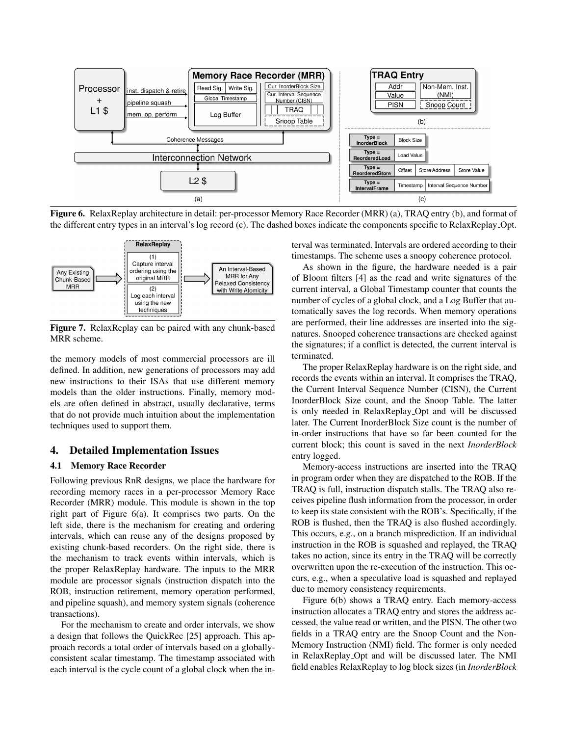Figure 6. RelaxReplay architecture in detail: per-processor Memory Race Recorder (MRR) (a), TRAQ entry (b), and format of the different entry types in an interval's log record (c). The dashed boxes indicate the components specific to RelaxReplay_Opt.

Figure 7. RelaxReplay can be paired with any chunk-based MRR scheme.

the memory models of most commercial processors are ill defined. In addition, new generations of processors may add new instructions to their ISAs that use different memory models than the older instructions. Finally, memory models are often defined in abstract, usually declarative, terms that do not provide much intuition about the implementation techniques used to support them.

## 4. Detailed Implementation Issues

### 4.1 Memory Race Recorder

Following previous RnR designs, we place the hardware for recording memory races in a per-processor Memory Race Recorder (MRR) module. This module is shown in the top right part of Figure 6(a). It comprises two parts. On the left side, there is the mechanism for creating and ordering intervals, which can reuse any of the designs proposed by existing chunk-based recorders. On the right side, there is the mechanism to track events within intervals, which is the proper RelaxReplay hardware. The inputs to the MRR module are processor signals (instruction dispatch into the ROB, instruction retirement, memory operation performed, and pipeline squash), and memory system signals (coherence transactions).

For the mechanism to create and order intervals, we show a design that follows the QuickRec [25] approach. This approach records a total order of intervals based on a globally-consistent scalar timestamp. The timestamp associated with each interval is the cycle count of a global clock when the interval was terminated. Intervals are ordered according to their timestamps. The scheme uses a snoopy coherence protocol.

As shown in the figure, the hardware needed is a pair of Bloom filters [4] as the read and write signatures of the current interval, a Global Timestamp counter that counts the number of cycles of a global clock, and a Log Buffer that automatically saves the log records. When memory operations are performed, their line addresses are inserted into the signatures. Snooped coherence transactions are checked against the signatures; if a conflict is detected, the current interval is terminated.

The proper RelaxReplay hardware is on the right side, and records the events within an interval. It comprises the TRAQ, the Current Interval Sequence Number (CISN), the Current InorderBlock Size count, and the Snoop Table. The latter is only needed in RelaxReplay_Opt and will be discussed later. The Current InorderBlock Size count is the number of in-order instructions that have so far been counted for the current block; this count is saved in the next *InorderBlock* entry logged.

Memory-access instructions are inserted into the TRAQ in program order when they are dispatched to the ROB. If the TRAQ is full, instruction dispatch stalls. The TRAQ also receives pipeline flush information from the processor, in order to keep its state consistent with the ROB's. Specifically, if the ROB is flushed, then the TRAQ is also flushed accordingly. This occurs, e.g., on a branch misprediction. If an individual instruction in the ROB is squashed and replayed, the TRAQ takes no action, since its entry in the TRAQ will be correctly overwritten upon the re-execution of the instruction. This occurs, e.g., when a speculative load is squashed and replayed due to memory consistency requirements.

Figure 6(b) shows a TRAQ entry. Each memory-access instruction allocates a TRAQ entry and stores the address accessed, the value read or written, and the PISN. The other two fields in a TRAQ entry are the Snoop Count and the Non-Memory Instruction (NMI) field. The former is only needed in RelaxReplay_Opt and will be discussed later. The NMI field enables RelaxReplay to log block sizes (in *InorderBlock*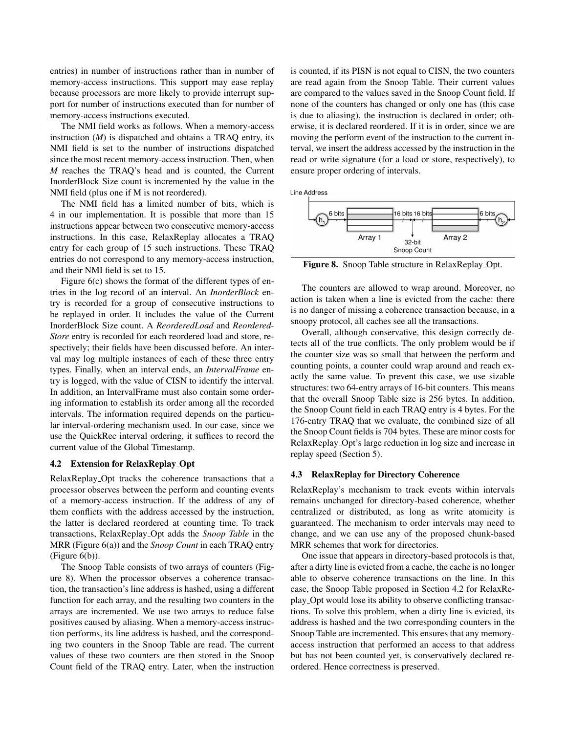entries) in number of instructions rather than in number of memory-access instructions. This support may ease replay because processors are more likely to provide interrupt support for number of instructions executed than for number of memory-access instructions executed.

The NMI field works as follows. When a memory-access instruction (*M*) is dispatched and obtains a TRAQ entry, its NMI field is set to the number of instructions dispatched since the most recent memory-access instruction. Then, when *M* reaches the TRAQ's head and is counted, the Current InorderBlock Size count is incremented by the value in the NMI field (plus one if M is not reordered).

The NMI field has a limited number of bits, which is 4 in our implementation. It is possible that more than 15 instructions appear between two consecutive memory-access instructions. In this case, RelaxReplay allocates a TRAQ entry for each group of 15 such instructions. These TRAQ entries do not correspond to any memory-access instruction, and their NMI field is set to 15.

Figure 6(c) shows the format of the different types of entries in the log record of an interval. An *InorderBlock* entry is recorded for a group of consecutive instructions to be replayed in order. It includes the value of the Current InorderBlock Size count. A *ReorderedLoad* and *ReorderedStore* entry is recorded for each reordered load and store, respectively; their fields have been discussed before. An interval may log multiple instances of each of these three entry types. Finally, when an interval ends, an *IntervalFrame* entry is logged, with the value of CISN to identify the interval. In addition, an IntervalFrame must also contain some ordering information to establish its order among all the recorded intervals. The information required depends on the particular interval-ordering mechanism used. In our case, since we use the QuickRec interval ordering, it suffices to record the current value of the Global Timestamp.

### 4.2 Extension for RelaxReplay_Opt

RelaxReplay_Opt tracks the coherence transactions that a processor observes between the perform and counting events of a memory-access instruction. If the address of any of them conflicts with the address accessed by the instruction, the latter is declared reordered at counting time. To track transactions, RelaxReplay_Opt adds the *Snoop Table* in the MRR (Figure 6(a)) and the *Snoop Count* in each TRAQ entry (Figure 6(b)).

The Snoop Table consists of two arrays of counters (Figure 8). When the processor observes a coherence transaction, the transaction's line address is hashed, using a different function for each array, and the resulting two counters in the arrays are incremented. We use two arrays to reduce false positives caused by aliasing. When a memory-access instruction performs, its line address is hashed, and the corresponding two counters in the Snoop Table are read. The current values of these two counters are then stored in the Snoop Count field of the TRAQ entry. Later, when the instruction is counted, if its PISN is not equal to CISN, the two counters are read again from the Snoop Table. Their current values are compared to the values saved in the Snoop Count field. If none of the counters has changed or only one has (this case is due to aliasing), the instruction is declared in order; otherwise, it is declared reordered. If it is in order, since we are moving the perform event of the instruction to the current interval, we insert the address accessed by the instruction in the read or write signature (for a load or store, respectively), to ensure proper ordering of intervals.

**Figure 8.** Snoop Table structure in RelaxReplay_Opt.

The counters are allowed to wrap around. Moreover, no action is taken when a line is evicted from the cache: there is no danger of missing a coherence transaction because, in a snoopy protocol, all caches see all the transactions.

Overall, although conservative, this design correctly detects all of the true conflicts. The only problem would be if the counter size was so small that between the perform and counting points, a counter could wrap around and reach exactly the same value. To prevent this case, we use sizable structures: two 64-entry arrays of 16-bit counters. This means that the overall Snoop Table size is 256 bytes. In addition, the Snoop Count field in each TRAQ entry is 4 bytes. For the 176-entry TRAQ that we evaluate, the combined size of all the Snoop Count fields is 704 bytes. These are minor costs for RelaxReplay_Opt's large reduction in log size and increase in replay speed (Section 5).

### 4.3 RelaxReplay for Directory Coherence

RelaxReplay's mechanism to track events within intervals remains unchanged for directory-based coherence, whether centralized or distributed, as long as write atomicity is guaranteed. The mechanism to order intervals may need to change, and we can use any of the proposed chunk-based MRR schemes that work for directories.

One issue that appears in directory-based protocols is that, after a dirty line is evicted from a cache, the cache is no longer able to observe coherence transactions on the line. In this case, the Snoop Table proposed in Section 4.2 for RelaxReplay_Opt would lose its ability to observe conflicting transactions. To solve this problem, when a dirty line is evicted, its address is hashed and the two corresponding counters in the Snoop Table are incremented. This ensures that any memory-access instruction that performed an access to that address but has not been counted yet, is conservatively declared reordered. Hence correctness is preserved.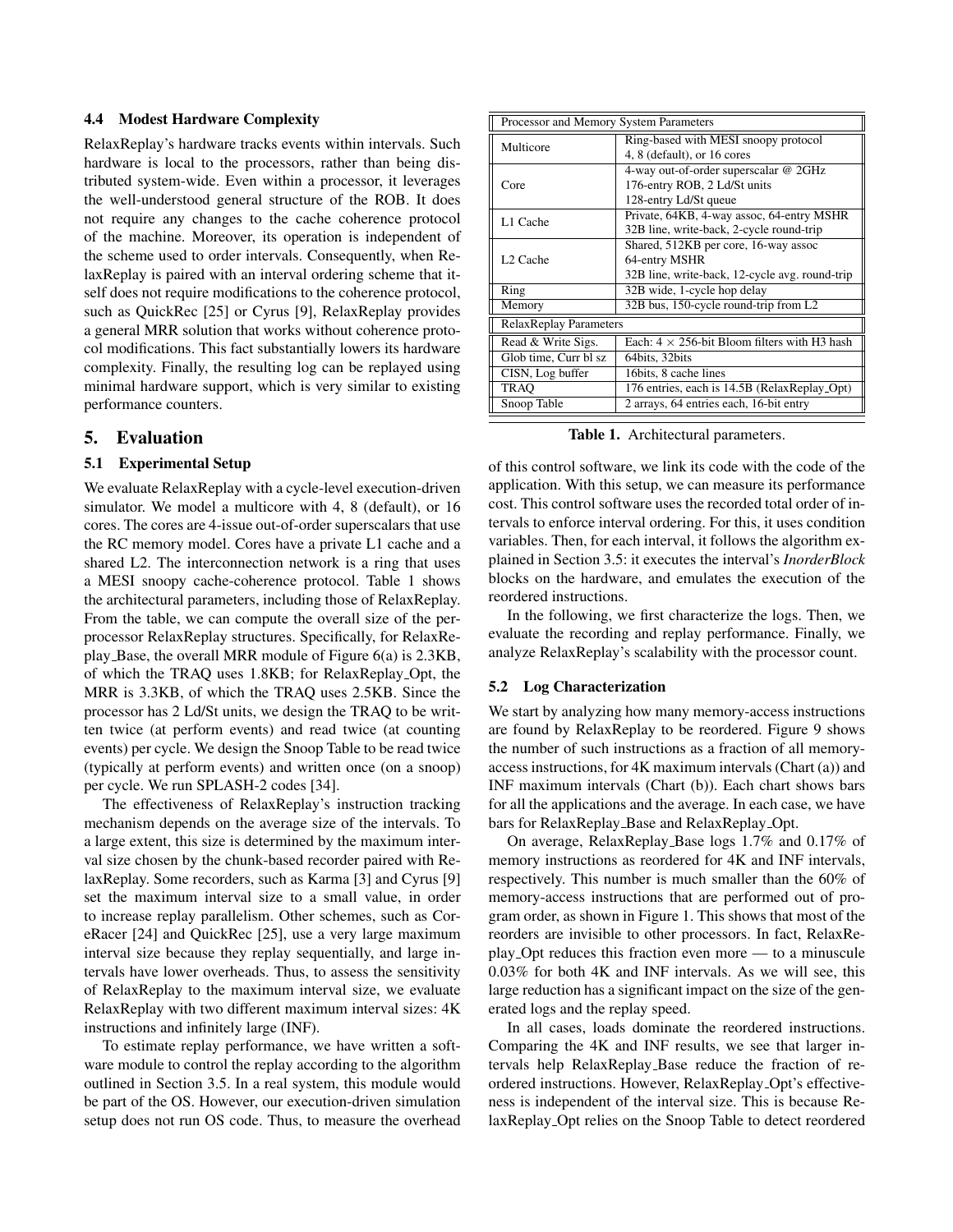### 4.4 Modest Hardware Complexity

RelaxReplay's hardware tracks events within intervals. Such hardware is local to the processors, rather than being distributed system-wide. Even within a processor, it leverages the well-understood general structure of the ROB. It does not require any changes to the cache coherence protocol of the machine. Moreover, its operation is independent of the scheme used to order intervals. Consequently, when RelaxReplay is paired with an interval ordering scheme that itself does not require modifications to the coherence protocol, such as QuickRec [25] or Cyrus [9], RelaxReplay provides a general MRR solution that works without coherence protocol modifications. This fact substantially lowers its hardware complexity. Finally, the resulting log can be replayed using minimal hardware support, which is very similar to existing performance counters.

## 5. Evaluation

### 5.1 Experimental Setup

We evaluate RelaxReplay with a cycle-level execution-driven simulator. We model a multicore with 4, 8 (default), or 16 cores. The cores are 4-issue out-of-order superscalars that use the RC memory model. Cores have a private L1 cache and a shared L2. The interconnection network is a ring that uses a MESI snoopy cache-coherence protocol. Table 1 shows the architectural parameters, including those of RelaxReplay. From the table, we can compute the overall size of the per-processor RelaxReplay structures. Specifically, for RelaxReplay_Base, the overall MRR module of Figure 6(a) is 2.3KB, of which the TRAQ uses 1.8KB; for RelaxReplay_Opt, the MRR is 3.3KB, of which the TRAQ uses 2.5KB. Since the processor has 2 Ld/St units, we design the TRAQ to be written twice (at perform events) and read twice (at counting events) per cycle. We design the Snoop Table to be read twice (typically at perform events) and written once (on a snoop) per cycle. We run SPLASH-2 codes [34].

| Processor and Memory System Parameters | |
|---|---|
| Multicore | Ring-based with MESI snoopy protocol<br>4, 8 (default), or 16 cores |
| Core | 4-way out-of-order superscalar @ 2GHz<br>176-entry ROB, 2 Ld/St units<br>128-entry Ld/St queue |
| L1 Cache | Private, 64KB, 4-way assoc, 64-entry MSHR<br>32B line, write-back, 2-cycle round-trip |
| L2 Cache | Shared, 512KB per core, 16-way assoc<br>64-entry MSHR<br>32B line, write-back, 12-cycle avg. round-trip |
| Ring | 32B wide, 1-cycle hop delay |
| Memory | 32B bus, 150-cycle round-trip from L2 |
| **RelaxReplay Parameters** | |
| Read & Write Sigs. | Each: 4 × 256-bit Bloom filters with H3 hash |
| Glob time, Curr bl sz | 64bits, 32bits |
| CISN, Log buffer | 16bits, 8 cache lines |
| TRAQ | 176 entries, each is 14.5B (RelaxReplay_Opt) |
| Snoop Table | 2 arrays, 64 entries each, 16-bit entry |

**Table 1.** Architectural parameters.

The effectiveness of RelaxReplay's instruction tracking mechanism depends on the average size of the intervals. To a large extent, this size is determined by the maximum interval size chosen by the chunk-based recorder paired with RelaxReplay. Some recorders, such as Karma [3] and Cyrus [9] set the maximum interval size to a small value, in order to increase replay parallelism. Other schemes, such as CoreRacer [24] and QuickRec [25], use a very large maximum interval size because they replay sequentially, and large intervals have lower overheads. Thus, to assess the sensitivity of RelaxReplay to the maximum interval size, we evaluate RelaxReplay with two different maximum interval sizes: 4K instructions and infinitely large (INF).

To estimate replay performance, we have written a software module to control the replay according to the algorithm outlined in Section 3.5. In a real system, this module would be part of the OS. However, our execution-driven simulation setup does not run OS code. Thus, to measure the overhead of this control software, we link its code with the code of the application. With this setup, we can measure its performance cost. This control software uses the recorded total order of intervals to enforce interval ordering. For this, it uses condition variables. Then, for each interval, it follows the algorithm explained in Section 3.5: it executes the interval's *InorderBlock* blocks on the hardware, and emulates the execution of the reordered instructions.

In the following, we first characterize the logs. Then, we evaluate the recording and replay performance. Finally, we analyze RelaxReplay's scalability with the processor count.

### 5.2 Log Characterization

We start by analyzing how many memory-access instructions are found by RelaxReplay to be reordered. Figure 9 shows the number of such instructions as a fraction of all memory-access instructions, for 4K maximum intervals (Chart (a)) and INF maximum intervals (Chart (b)). Each chart shows bars for all the applications and the average. In each case, we have bars for RelaxReplay_Base and RelaxReplay_Opt.

On average, RelaxReplay_Base logs 1.7% and 0.17% of memory instructions as reordered for 4K and INF intervals, respectively. This number is much smaller than the 60% of memory-access instructions that are performed out of program order, as shown in Figure 1. This shows that most of the reorders are invisible to other processors. In fact, RelaxReplay_Opt reduces this fraction even more — to a minuscule 0.03% for both 4K and INF intervals. As we will see, this large reduction has a significant impact on the size of the generated logs and the replay speed.

In all cases, loads dominate the reordered instructions. Comparing the 4K and INF results, we see that larger intervals help RelaxReplay_Base reduce the fraction of reordered instructions. However, RelaxReplay_Opt's effectiveness is independent of the interval size. This is because RelaxReplay_Opt relies on the Snoop Table to detect reordered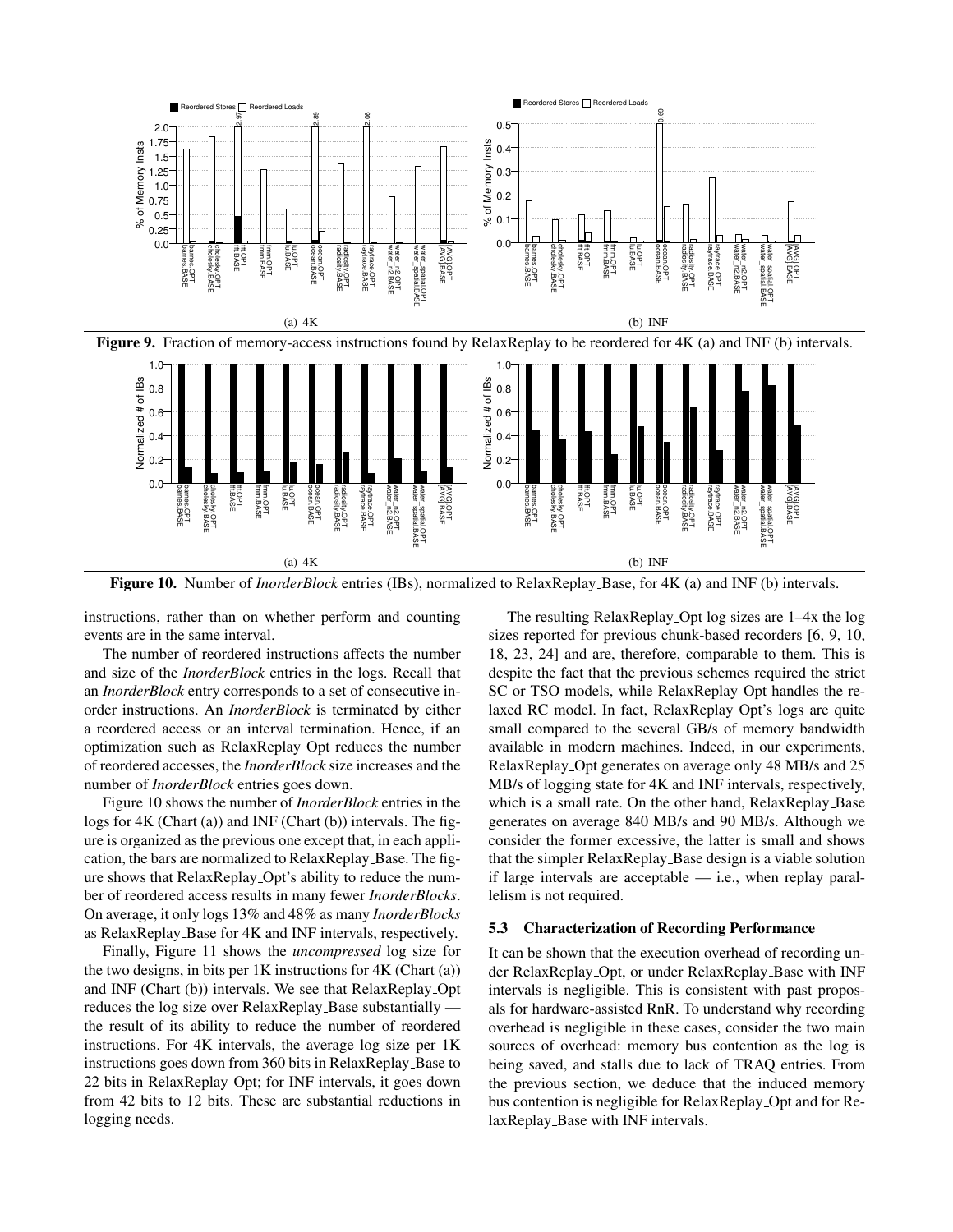Figure 9. Fraction of memory-access instructions found by RelaxReplay to be reordered for 4K (a) and INF (b) intervals.

Figure 10. Number of *InorderBlock* entries (IBs), normalized to RelaxReplay_Base, for 4K (a) and INF (b) intervals.

instructions, rather than on whether perform and counting events are in the same interval.

The number of reordered instructions affects the number and size of the *InorderBlock* entries in the logs. Recall that an *InorderBlock* entry corresponds to a set of consecutive in-order instructions. An *InorderBlock* is terminated by either a reordered access or an interval termination. Hence, if an optimization such as RelaxReplay_Opt reduces the number of reordered accesses, the *InorderBlock* size increases and the number of *InorderBlock* entries goes down.

Figure 10 shows the number of *InorderBlock* entries in the logs for 4K (Chart (a)) and INF (Chart (b)) intervals. The figure is organized as the previous one except that, in each application, the bars are normalized to RelaxReplay_Base. The figure shows that RelaxReplay_Opt's ability to reduce the number of reordered access results in many fewer *InorderBlocks*. On average, it only logs 13% and 48% as many *InorderBlocks* as RelaxReplay_Base for 4K and INF intervals, respectively.

Finally, Figure 11 shows the *uncompressed* log size for the two designs, in bits per 1K instructions for 4K (Chart (a)) and INF (Chart (b)) intervals. We see that RelaxReplay_Opt reduces the log size over RelaxReplay_Base substantially — the result of its ability to reduce the number of reordered instructions. For 4K intervals, the average log size per 1K instructions goes down from 360 bits in RelaxReplay_Base to 22 bits in RelaxReplay_Opt; for INF intervals, it goes down from 42 bits to 12 bits. These are substantial reductions in logging needs.

The resulting RelaxReplay_Opt log sizes are 1–4x the log sizes reported for previous chunk-based recorders [6, 9, 10, 18, 23, 24] and are, therefore, comparable to them. This is despite the fact that the previous schemes required the strict SC or TSO models, while RelaxReplay_Opt handles the relaxed RC model. In fact, RelaxReplay_Opt's logs are quite small compared to the several GB/s of memory bandwidth available in modern machines. Indeed, in our experiments, RelaxReplay_Opt generates on average only 48 MB/s and 25 MB/s of logging state for 4K and INF intervals, respectively, which is a small rate. On the other hand, RelaxReplay_Base generates on average 840 MB/s and 90 MB/s. Although we consider the former excessive, the latter is small and shows that the simpler RelaxReplay_Base design is a viable solution if large intervals are acceptable — i.e., when replay parallelism is not required.

### 5.3 Characterization of Recording Performance

It can be shown that the execution overhead of recording under RelaxReplay_Opt, or under RelaxReplay_Base with INF intervals is negligible. This is consistent with past proposals for hardware-assisted RnR. To understand why recording overhead is negligible in these cases, consider the two main sources of overhead: memory bus contention as the log is being saved, and stalls due to lack of TRAQ entries. From the previous section, we deduce that the induced memory bus contention is negligible for RelaxReplay_Opt and for RelaxReplay_Base with INF intervals.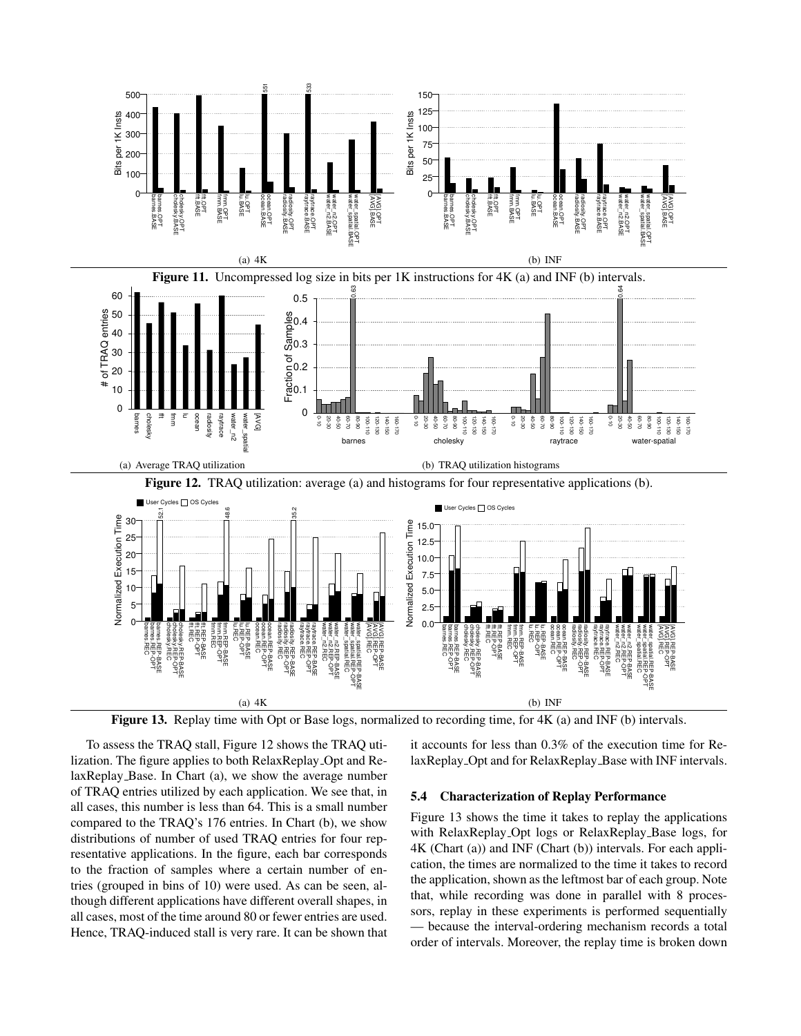(a) 4K

(b) INF

**Figure 11.** Uncompressed log size in bits per 1K instructions for 4K (a) and INF (b) intervals.

(a) Average TRAQ utilization

(b) TRAQ utilization histograms

**Figure 12.** TRAQ utilization: average (a) and histograms for four representative applications (b).

(a) 4K

(b) INF

**Figure 13.** Replay time with Opt or Base logs, normalized to recording time, for 4K (a) and INF (b) intervals.

To assess the TRAQ stall, Figure 12 shows the TRAQ utilization. The figure applies to both RelaxReplay_Opt and RelaxReplay_Base. In Chart (a), we show the average number of TRAQ entries utilized by each application. We see that, in all cases, this number is less than 64. This is a small number compared to the TRAQ's 176 entries. In Chart (b), we show distributions of number of used TRAQ entries for four representative applications. In the figure, each bar corresponds to the fraction of samples where a certain number of entries (grouped in bins of 10) were used. As can be seen, although different applications have different overall shapes, in all cases, most of the time around 80 or fewer entries are used. Hence, TRAQ-induced stall is very rare. It can be shown that it accounts for less than 0.3% of the execution time for RelaxReplay_Opt and for RelaxReplay_Base with INF intervals.

### 5.4 Characterization of Replay Performance

Figure 13 shows the time it takes to replay the applications with RelaxReplay_Opt logs or RelaxReplay_Base logs, for 4K (Chart (a)) and INF (Chart (b)) intervals. For each application, the times are normalized to the time it takes to record the application, shown as the leftmost bar of each group. Note that, while recording was done in parallel with 8 processors, replay in these experiments is performed sequentially — because the interval-ordering mechanism records a total order of intervals. Moreover, the replay time is broken down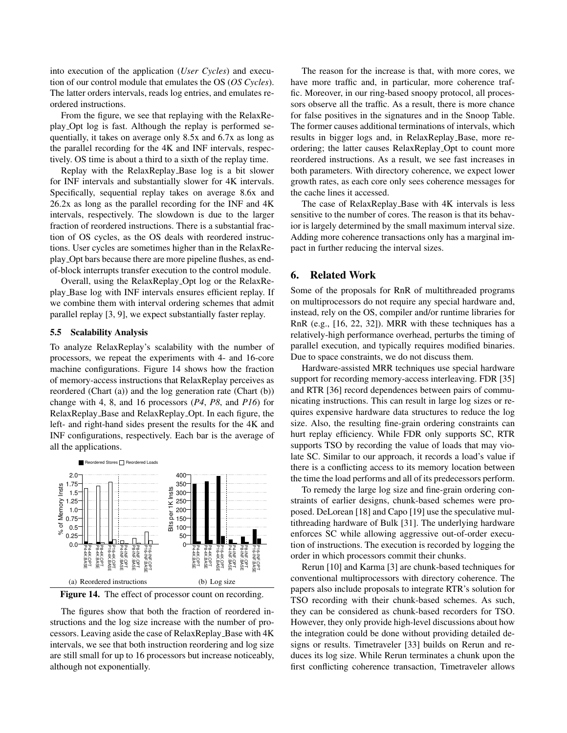into execution of the application (*User Cycles*) and execution of our control module that emulates the OS (*OS Cycles*). The latter orders intervals, reads log entries, and emulates reordered instructions.

From the figure, we see that replaying with the RelaxReplay_Opt log is fast. Although the replay is performed sequentially, it takes on average only 8.5x and 6.7x as long as the parallel recording for the 4K and INF intervals, respectively. OS time is about a third to a sixth of the replay time.

Replay with the RelaxReplay_Base log is a bit slower for INF intervals and substantially slower for 4K intervals. Specifically, sequential replay takes on average 8.6x and 26.2x as long as the parallel recording for the INF and 4K intervals, respectively. The slowdown is due to the larger fraction of reordered instructions. There is a substantial fraction of OS cycles, as the OS deals with reordered instructions. User cycles are sometimes higher than in the RelaxReplay_Opt bars because there are more pipeline flushes, as end-of-block interrupts transfer execution to the control module.

Overall, using the RelaxReplay_Opt log or the RelaxReplay_Base log with INF intervals ensures efficient replay. If we combine them with interval ordering schemes that admit parallel replay [3, 9], we expect substantially faster replay.

### 5.5 Scalability Analysis

To analyze RelaxReplay's scalability with the number of processors, we repeat the experiments with 4- and 16-core machine configurations. Figure 14 shows how the fraction of memory-access instructions that RelaxReplay perceives as reordered (Chart (a)) and the log generation rate (Chart (b)) change with 4, 8, and 16 processors (*P4*, *P8*, and *P16*) for RelaxReplay_Base and RelaxReplay_Opt. In each figure, the left- and right-hand sides present the results for the 4K and INF configurations, respectively. Each bar is the average of all the applications.

(a) Reordered instructions (b) Log size

**Figure 14.** The effect of processor count on recording.

The figures show that both the fraction of reordered instructions and the log size increase with the number of processors. Leaving aside the case of RelaxReplay_Base with 4K intervals, we see that both instruction reordering and log size are still small for up to 16 processors but increase noticeably, although not exponentially.

The reason for the increase is that, with more cores, we have more traffic and, in particular, more coherence traffic. Moreover, in our ring-based snoopy protocol, all processors observe all the traffic. As a result, there is more chance for false positives in the signatures and in the Snoop Table. The former causes additional terminations of intervals, which results in bigger logs and, in RelaxReplay_Base, more reordering; the latter causes RelaxReplay_Opt to count more reordered instructions. As a result, we see fast increases in both parameters. With directory coherence, we expect lower growth rates, as each core only sees coherence messages for the cache lines it accessed.

The case of RelaxReplay_Base with 4K intervals is less sensitive to the number of cores. The reason is that its behavior is largely determined by the small maximum interval size. Adding more coherence transactions only has a marginal impact in further reducing the interval sizes.

## 6. Related Work

Some of the proposals for RnR of multithreaded programs on multiprocessors do not require any special hardware and, instead, rely on the OS, compiler and/or runtime libraries for RnR (e.g., [16, 22, 32]). MRR with these techniques has a relatively-high performance overhead, perturbs the timing of parallel execution, and typically requires modified binaries. Due to space constraints, we do not discuss them.

Hardware-assisted MRR techniques use special hardware support for recording memory-access interleaving. FDR [35] and RTR [36] record dependences between pairs of communicating instructions. This can result in large log sizes or requires expensive hardware data structures to reduce the log size. Also, the resulting fine-grain ordering constraints can hurt replay efficiency. While FDR only supports SC, RTR supports TSO by recording the value of loads that may violate SC. Similar to our approach, it records a load's value if there is a conflicting access to its memory location between the time the load performs and all of its predecessors perform.

To remedy the large log size and fine-grain ordering constraints of earlier designs, chunk-based schemes were proposed. DeLorean [18] and Capo [19] use the speculative multithreading hardware of Bulk [31]. The underlying hardware enforces SC while allowing aggressive out-of-order execution of instructions. The execution is recorded by logging the order in which processors commit their chunks.

Rerun [10] and Karma [3] are chunk-based techniques for conventional multiprocessors with directory coherence. The papers also include proposals to integrate RTR's solution for TSO recording with their chunk-based schemes. As such, they can be considered as chunk-based recorders for TSO. However, they only provide high-level discussions about how the integration could be done without providing detailed designs or results. Timetraveler [33] builds on Rerun and reduces its log size. While Rerun terminates a chunk upon the first conflicting coherence transaction, Timetraveler allows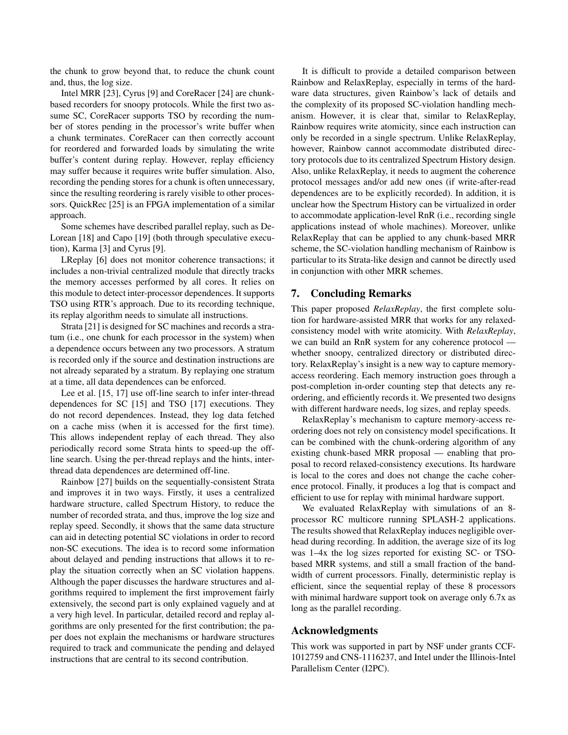the chunk to grow beyond that, to reduce the chunk count and, thus, the log size.

Intel MRR [23], Cyrus [9] and CoreRacer [24] are chunk-based recorders for snoopy protocols. While the first two assume SC, CoreRacer supports TSO by recording the number of stores pending in the processor's write buffer when a chunk terminates. CoreRacer can then correctly account for reordered and forwarded loads by simulating the write buffer's content during replay. However, replay efficiency may suffer because it requires write buffer simulation. Also, recording the pending stores for a chunk is often unnecessary, since the resulting reordering is rarely visible to other processors. QuickRec [25] is an FPGA implementation of a similar approach.

Some schemes have described parallel replay, such as DeLorean [18] and Capo [19] (both through speculative execution), Karma [3] and Cyrus [9].

LReplay [6] does not monitor coherence transactions; it includes a non-trivial centralized module that directly tracks the memory accesses performed by all cores. It relies on this module to detect inter-processor dependences. It supports TSO using RTR's approach. Due to its recording technique, its replay algorithm needs to simulate all instructions.

Strata [21] is designed for SC machines and records a stratum (i.e., one chunk for each processor in the system) when a dependence occurs between any two processors. A stratum is recorded only if the source and destination instructions are not already separated by a stratum. By replaying one stratum at a time, all data dependences can be enforced.

Lee et al. [15, 17] use off-line search to infer inter-thread dependences for SC [15] and TSO [17] executions. They do not record dependences. Instead, they log data fetched on a cache miss (when it is accessed for the first time). This allows independent replay of each thread. They also periodically record some Strata hints to speed-up the off-line search. Using the per-thread replays and the hints, inter-thread data dependences are determined off-line.

Rainbow [27] builds on the sequentially-consistent Strata and improves it in two ways. Firstly, it uses a centralized hardware structure, called Spectrum History, to reduce the number of recorded strata, and thus, improve the log size and replay speed. Secondly, it shows that the same data structure can aid in detecting potential SC violations in order to record non-SC executions. The idea is to record some information about delayed and pending instructions that allows it to replay the situation correctly when an SC violation happens. Although the paper discusses the hardware structures and algorithms required to implement the first improvement fairly extensively, the second part is only explained vaguely and at a very high level. In particular, detailed record and replay algorithms are only presented for the first contribution; the paper does not explain the mechanisms or hardware structures required to track and communicate the pending and delayed instructions that are central to its second contribution.

It is difficult to provide a detailed comparison between Rainbow and RelaxReplay, especially in terms of the hardware data structures, given Rainbow's lack of details and the complexity of its proposed SC-violation handling mechanism. However, it is clear that, similar to RelaxReplay, Rainbow requires write atomicity, since each instruction can only be recorded in a single spectrum. Unlike RelaxReplay, however, Rainbow cannot accommodate distributed directory protocols due to its centralized Spectrum History design. Also, unlike RelaxReplay, it needs to augment the coherence protocol messages and/or add new ones (if write-after-read dependences are to be explicitly recorded). In addition, it is unclear how the Spectrum History can be virtualized in order to accommodate application-level RnR (i.e., recording single applications instead of whole machines). Moreover, unlike RelaxReplay that can be applied to any chunk-based MRR scheme, the SC-violation handling mechanism of Rainbow is particular to its Strata-like design and cannot be directly used in conjunction with other MRR schemes.

## 7. Concluding Remarks

This paper proposed *RelaxReplay*, the first complete solution for hardware-assisted MRR that works for any relaxed-consistency model with write atomicity. With *RelaxReplay*, we can build an RnR system for any coherence protocol — whether snoopy, centralized directory or distributed directory. RelaxReplay's insight is a new way to capture memory-access reordering. Each memory instruction goes through a post-completion in-order counting step that detects any reordering, and efficiently records it. We presented two designs with different hardware needs, log sizes, and replay speeds.

RelaxReplay's mechanism to capture memory-access reordering does not rely on consistency model specifications. It can be combined with the chunk-ordering algorithm of any existing chunk-based MRR proposal — enabling that proposal to record relaxed-consistency executions. Its hardware is local to the cores and does not change the cache coherence protocol. Finally, it produces a log that is compact and efficient to use for replay with minimal hardware support.

We evaluated RelaxReplay with simulations of an 8-processor RC multicore running SPLASH-2 applications. The results showed that RelaxReplay induces negligible overhead during recording. In addition, the average size of its log was 1–4x the log sizes reported for existing SC- or TSO-based MRR systems, and still a small fraction of the bandwidth of current processors. Finally, deterministic replay is efficient, since the sequential replay of these 8 processors with minimal hardware support took on average only 6.7x as long as the parallel recording.

## Acknowledgments

This work was supported in part by NSF under grants CCF-1012759 and CNS-1116237, and Intel under the Illinois-Intel Parallelism Center (I2PC).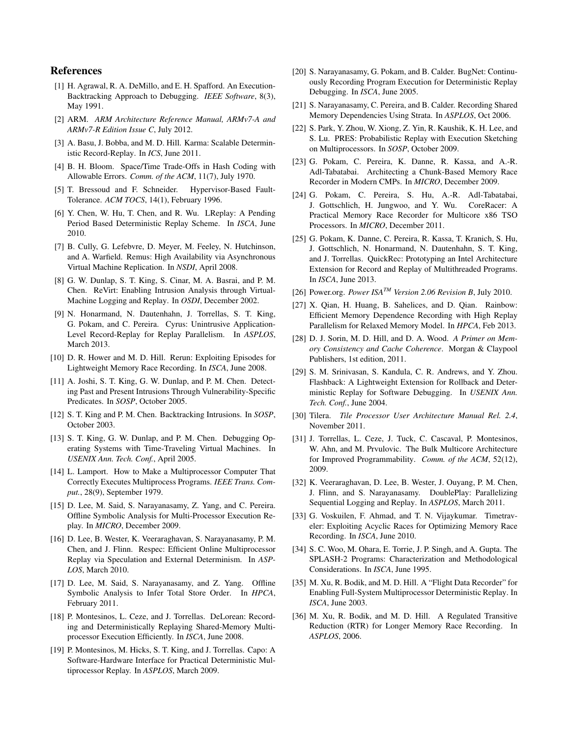## References

[1] H. Agrawal, R. A. DeMillo, and E. H. Spafford. An Execution-Backtracking Approach to Debugging. *IEEE Software*, 8(3), May 1991.

[2] ARM. *ARM Architecture Reference Manual, ARMv7-A and ARMv7-R Edition Issue C*, July 2012.

[3] A. Basu, J. Bobba, and M. D. Hill. Karma: Scalable Deterministic Record-Replay. In *ICS*, June 2011.

[4] B. H. Bloom. Space/Time Trade-Offs in Hash Coding with Allowable Errors. *Comm. of the ACM*, 11(7), July 1970.

[5] T. Bressoud and F. Schneider. Hypervisor-Based Fault-Tolerance. *ACM TOCS*, 14(1), February 1996.

[6] Y. Chen, W. Hu, T. Chen, and R. Wu. LReplay: A Pending Period Based Deterministic Replay Scheme. In *ISCA*, June 2010.

[7] B. Cully, G. Lefebvre, D. Meyer, M. Feeley, N. Hutchinson, and A. Warfield. Remus: High Availability via Asynchronous Virtual Machine Replication. In *NSDI*, April 2008.

[8] G. W. Dunlap, S. T. King, S. Cinar, M. A. Basrai, and P. M. Chen. ReVirt: Enabling Intrusion Analysis through Virtual-Machine Logging and Replay. In *OSDI*, December 2002.

[9] N. Honarmand, N. Dautenhahn, J. Torrellas, S. T. King, G. Pokam, and C. Pereira. Cyrus: Unintrusive Application-Level Record-Replay for Replay Parallelism. In *ASPLOS*, March 2013.

[10] D. R. Hower and M. D. Hill. Rerun: Exploiting Episodes for Lightweight Memory Race Recording. In *ISCA*, June 2008.

[11] A. Joshi, S. T. King, G. W. Dunlap, and P. M. Chen. Detecting Past and Present Intrusions Through Vulnerability-Specific Predicates. In *SOSP*, October 2005.

[12] S. T. King and P. M. Chen. Backtracking Intrusions. In *SOSP*, October 2003.

[13] S. T. King, G. W. Dunlap, and P. M. Chen. Debugging Operating Systems with Time-Traveling Virtual Machines. In *USENIX Ann. Tech. Conf.*, April 2005.

[14] L. Lamport. How to Make a Multiprocessor Computer That Correctly Executes Multiprocess Programs. *IEEE Trans. Comput.*, 28(9), September 1979.

[15] D. Lee, M. Said, S. Narayanasamy, Z. Yang, and C. Pereira. Offline Symbolic Analysis for Multi-Processor Execution Replay. In *MICRO*, December 2009.

[16] D. Lee, B. Wester, K. Veeraraghavan, S. Narayanasamy, P. M. Chen, and J. Flinn. Respec: Efficient Online Multiprocessor Replay via Speculation and External Determinism. In *ASPLOS*, March 2010.

[17] D. Lee, M. Said, S. Narayanasamy, and Z. Yang. Offline Symbolic Analysis to Infer Total Store Order. In *HPCA*, February 2011.

[18] P. Montesinos, L. Ceze, and J. Torrellas. DeLorean: Recording and Deterministically Replaying Shared-Memory Multiprocessor Execution Efficiently. In *ISCA*, June 2008.

[19] P. Montesinos, M. Hicks, S. T. King, and J. Torrellas. Capo: A Software-Hardware Interface for Practical Deterministic Multiprocessor Replay. In *ASPLOS*, March 2009.

[20] S. Narayanasamy, G. Pokam, and B. Calder. BugNet: Continuously Recording Program Execution for Deterministic Replay Debugging. In *ISCA*, June 2005.

[21] S. Narayanasamy, C. Pereira, and B. Calder. Recording Shared Memory Dependencies Using Strata. In *ASPLOS*, Oct 2006.

[22] S. Park, Y. Zhou, W. Xiong, Z. Yin, R. Kaushik, K. H. Lee, and S. Lu. PRES: Probabilistic Replay with Execution Sketching on Multiprocessors. In *SOSP*, October 2009.

[23] G. Pokam, C. Pereira, K. Danne, R. Kassa, and A.-R. Adl-Tabatabai. Architecting a Chunk-Based Memory Race Recorder in Modern CMPs. In *MICRO*, December 2009.

[24] G. Pokam, C. Pereira, S. Hu, A.-R. Adl-Tabatabai, J. Gottschlich, H. Jungwoo, and Y. Wu. CoreRacer: A Practical Memory Race Recorder for Multicore x86 TSO Processors. In *MICRO*, December 2011.

[25] G. Pokam, K. Danne, C. Pereira, R. Kassa, T. Kranich, S. Hu, J. Gottschlich, N. Honarmand, N. Dautenhahn, S. T. King, and J. Torrellas. QuickRec: Prototyping an Intel Architecture Extension for Record and Replay of Multithreaded Programs. In *ISCA*, June 2013.

[26] Power.org. *Power ISA™ Version 2.06 Revision B*, July 2010.

[27] X. Qian, H. Huang, B. Sahelices, and D. Qian. Rainbow: Efficient Memory Dependence Recording with High Replay Parallelism for Relaxed Memory Model. In *HPCA*, Feb 2013.

[28] D. J. Sorin, M. D. Hill, and D. A. Wood. *A Primer on Memory Consistency and Cache Coherence*. Morgan & Claypool Publishers, 1st edition, 2011.

[29] S. M. Srinivasan, S. Kandula, C. R. Andrews, and Y. Zhou. Flashback: A Lightweight Extension for Rollback and Deterministic Replay for Software Debugging. In *USENIX Ann. Tech. Conf.*, June 2004.

[30] Tilera. *Tile Processor User Architecture Manual Rel. 2.4*, November 2011.

[31] J. Torrellas, L. Ceze, J. Tuck, C. Cascaval, P. Montesinos, W. Ahn, and M. Prvulovic. The Bulk Multicore Architecture for Improved Programmability. *Comm. of the ACM*, 52(12), 2009.

[32] K. Veeraraghavan, D. Lee, B. Wester, J. Ouyang, P. M. Chen, J. Flinn, and S. Narayanasamy. DoublePlay: Parallelizing Sequential Logging and Replay. In *ASPLOS*, March 2011.

[33] G. Voskuilen, F. Ahmad, and T. N. Vijaykumar. Timetraveler: Exploiting Acyclic Races for Optimizing Memory Race Recording. In *ISCA*, June 2010.

[34] S. C. Woo, M. Ohara, E. Torrie, J. P. Singh, and A. Gupta. The SPLASH-2 Programs: Characterization and Methodological Considerations. In *ISCA*, June 1995.

[35] M. Xu, R. Bodik, and M. D. Hill. A "Flight Data Recorder" for Enabling Full-System Multiprocessor Deterministic Replay. In *ISCA*, June 2003.

[36] M. Xu, R. Bodik, and M. D. Hill. A Regulated Transitive Reduction (RTR) for Longer Memory Race Recording. In *ASPLOS*, 2006.